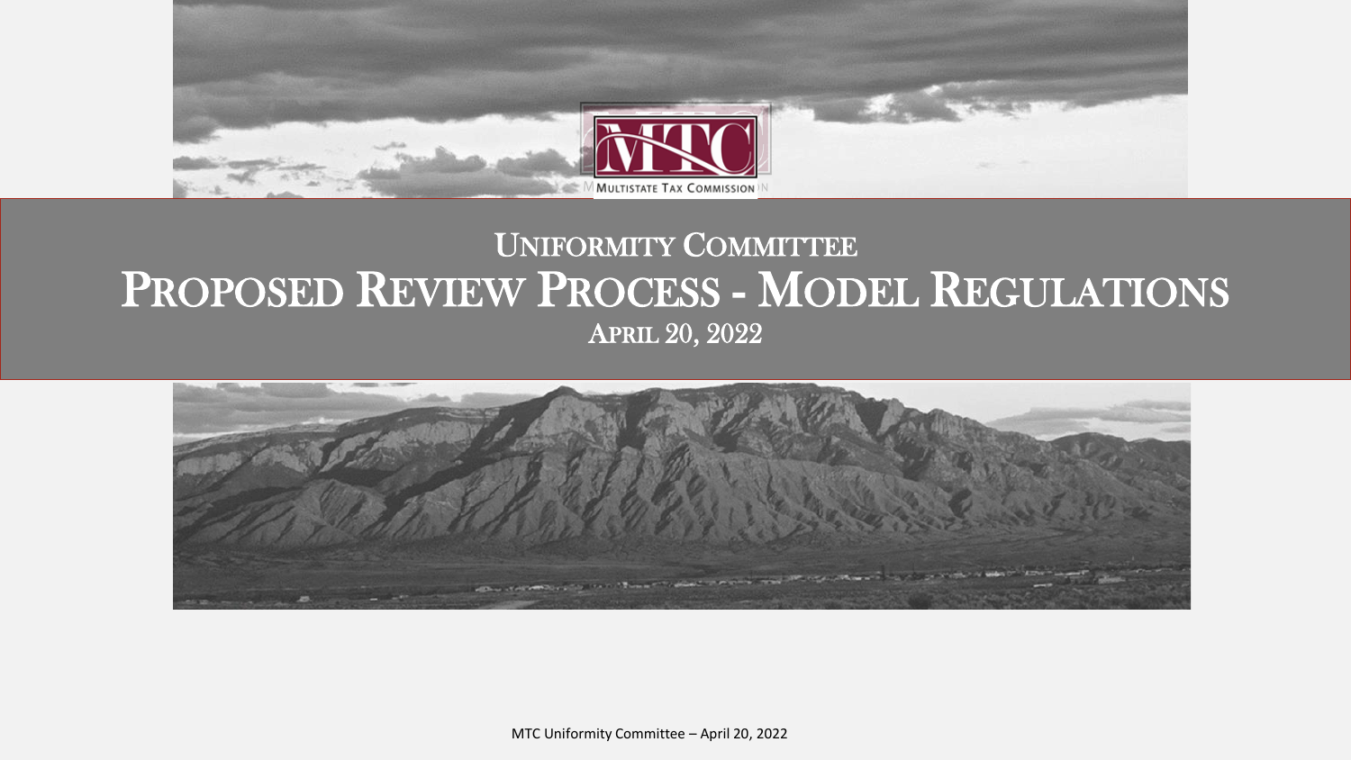MULTISTATE TAX COMMISSION

# Uniformity Committee

# Proposed Review Process - Model Regulations

## April 20, 2022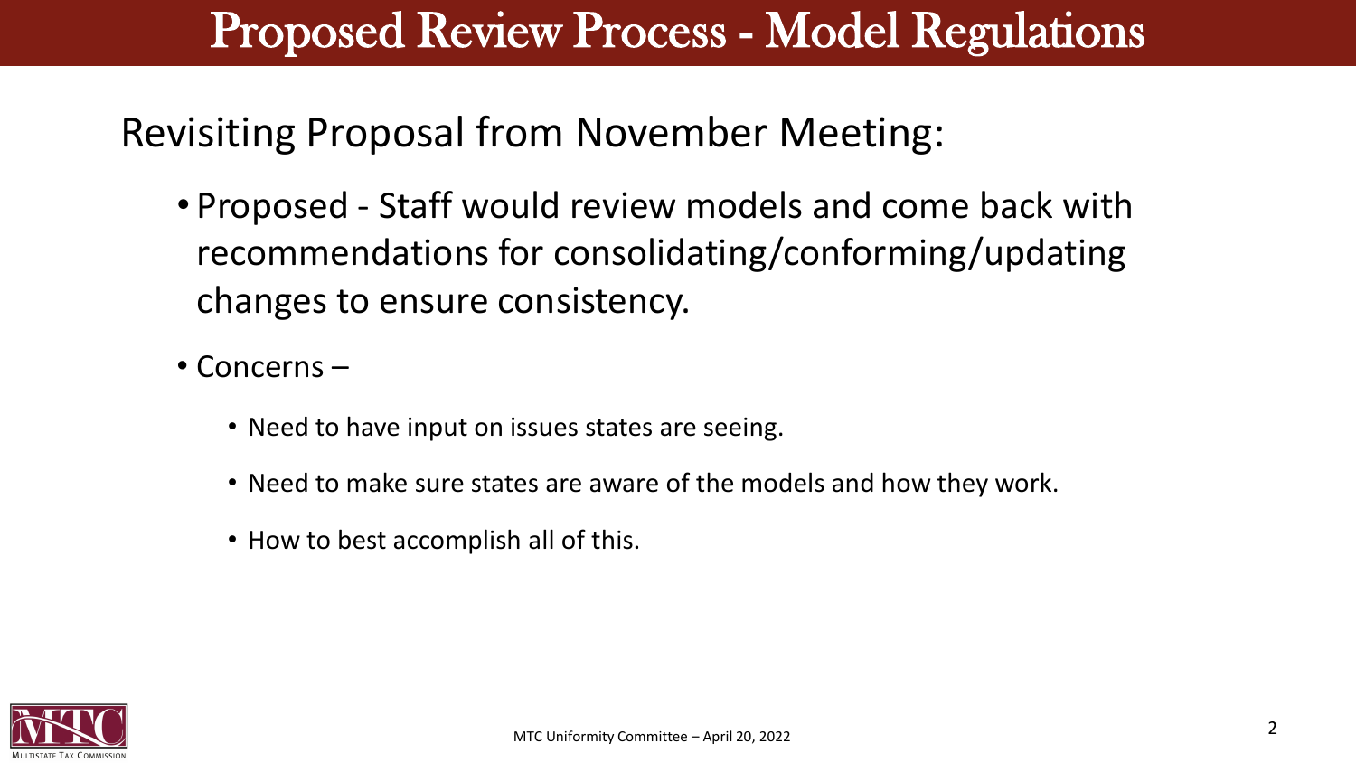# Proposed Review Process - Model Regulations

## Revisiting Proposal from November Meeting:

- Proposed - Staff would review models and come back with recommendations for consolidating/conforming/updating changes to ensure consistency.
- Concerns –
  - Need to have input on issues states are seeing.
  - Need to make sure states are aware of the models and how they work.
  - How to best accomplish all of this.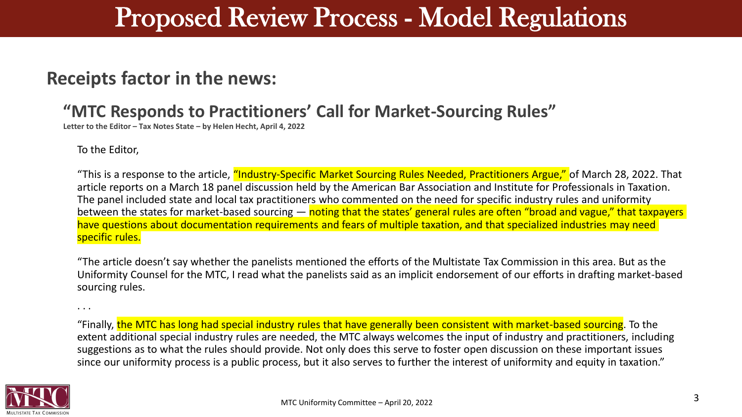# Proposed Review Process - Model Regulations

## Receipts factor in the news:

### "MTC Responds to Practitioners' Call for Market-Sourcing Rules"

**Letter to the Editor – Tax Notes State – by Helen Hecht, April 4, 2022**

To the Editor,

"This is a response to the article, "Industry-Specific Market Sourcing Rules Needed, Practitioners Argue," of March 28, 2022. That article reports on a March 18 panel discussion held by the American Bar Association and Institute for Professionals in Taxation. The panel included state and local tax practitioners who commented on the need for specific industry rules and uniformity between the states for market-based sourcing — noting that the states' general rules are often "broad and vague," that taxpayers have questions about documentation requirements and fears of multiple taxation, and that specialized industries may need specific rules.

"The article doesn't say whether the panelists mentioned the efforts of the Multistate Tax Commission in this area. But as the Uniformity Counsel for the MTC, I read what the panelists said as an implicit endorsement of our efforts in drafting market-based sourcing rules.

. . .

"Finally, the MTC has long had special industry rules that have generally been consistent with market-based sourcing. To the extent additional special industry rules are needed, the MTC always welcomes the input of industry and practitioners, including suggestions as to what the rules should provide. Not only does this serve to foster open discussion on these important issues since our uniformity process is a public process, but it also serves to further the interest of uniformity and equity in taxation."

MTC Uniformity Committee – April 20, 2022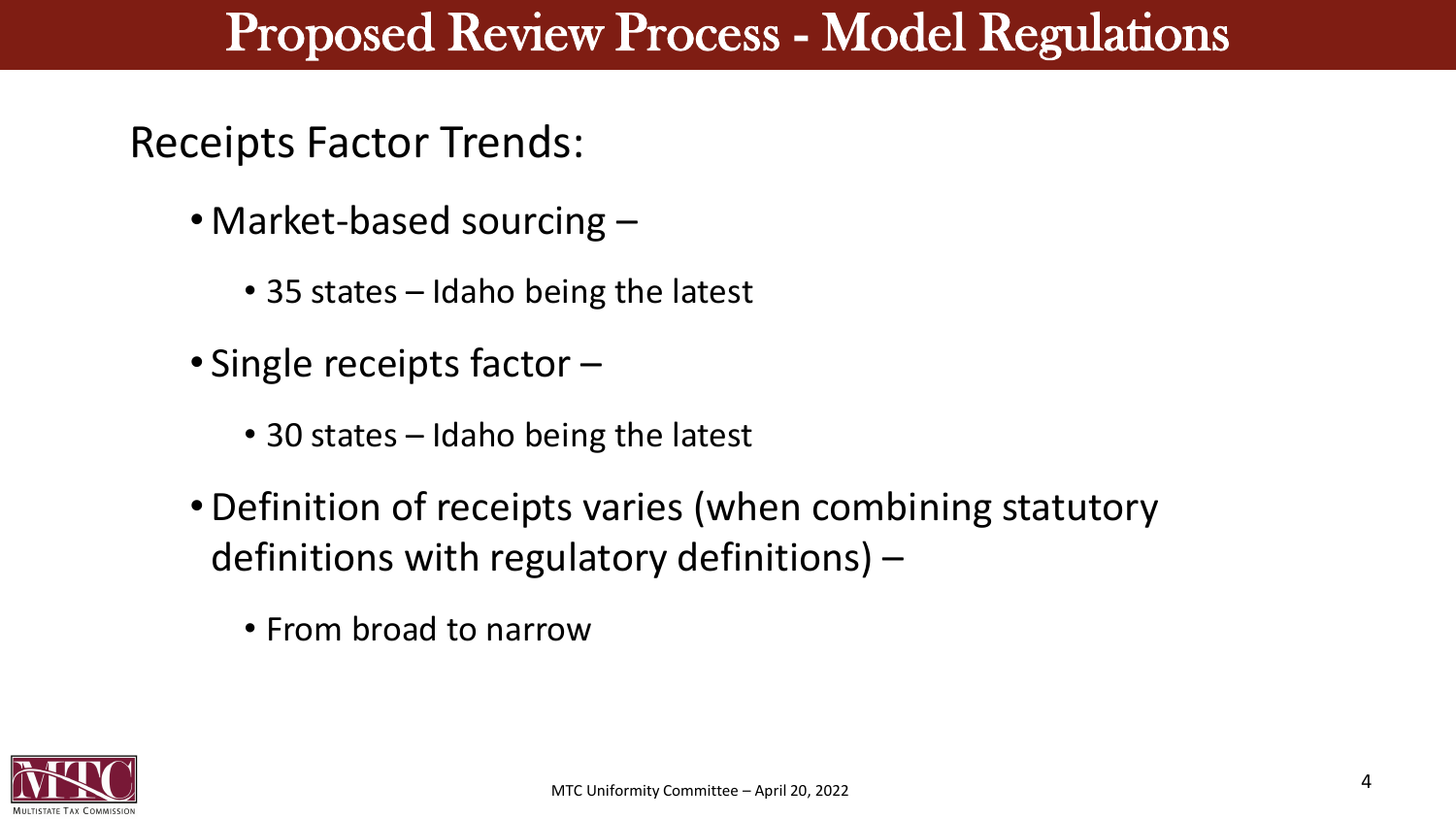# Proposed Review Process - Model Regulations

## Receipts Factor Trends:

- Market-based sourcing –
  - 35 states – Idaho being the latest
- Single receipts factor –
  - 30 states – Idaho being the latest
- Definition of receipts varies (when combining statutory definitions with regulatory definitions) –
  - From broad to narrow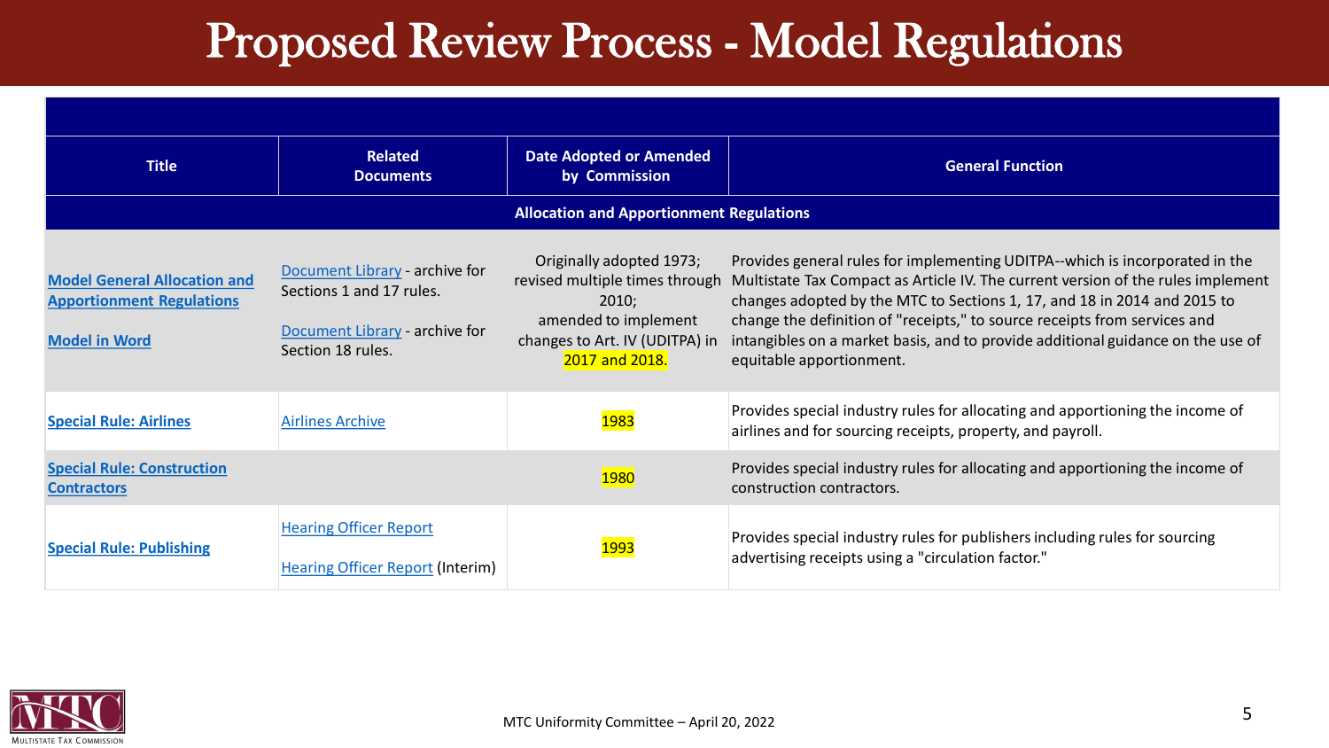# Proposed Review Process - Model Regulations

| Title | Related Documents | Date Adopted or Amended by Commission | General Function |
|---|---|---|---|
| **Allocation and Apportionment Regulations** | | | |
| **Model General Allocation and Apportionment Regulations**<br><br>**Model in Word** | Document Library - archive for Sections 1 and 17 rules.<br><br>Document Library - archive for Section 18 rules. | Originally adopted 1973; revised multiple times through 2010; amended to implement changes to Art. IV (UDITPA) in 2017 and 2018. | Provides general rules for implementing UDITPA--which is incorporated in the Multistate Tax Compact as Article IV. The current version of the rules implement changes adopted by the MTC to Sections 1, 17, and 18 in 2014 and 2015 to change the definition of "receipts," to source receipts from services and intangibles on a market basis, and to provide additional guidance on the use of equitable apportionment. |
| **Special Rule: Airlines** | Airlines Archive | 1983 | Provides special industry rules for allocating and apportioning the income of airlines and for sourcing receipts, property, and payroll. |
| **Special Rule: Construction Contractors** | | 1980 | Provides special industry rules for allocating and apportioning the income of construction contractors. |
| **Special Rule: Publishing** | Hearing Officer Report<br><br>Hearing Officer Report (Interim) | 1993 | Provides special industry rules for publishers including rules for sourcing advertising receipts using a "circulation factor." |

MTC Uniformity Committee – April 20, 2022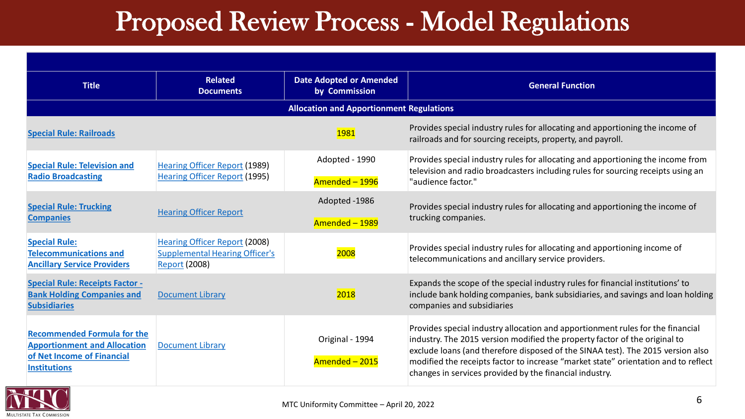# Proposed Review Process - Model Regulations

| Title | Related Documents | Date Adopted or Amended by Commission | General Function |
|---|---|---|---|
| **Allocation and Apportionment Regulations** | | | |
| Special Rule: Railroads | | 1981 | Provides special industry rules for allocating and apportioning the income of railroads and for sourcing receipts, property, and payroll. |
| Special Rule: Television and Radio Broadcasting | Hearing Officer Report (1989) Hearing Officer Report (1995) | Adopted - 1990 Amended – 1996 | Provides special industry rules for allocating and apportioning the income from television and radio broadcasters including rules for sourcing receipts using an "audience factor." |
| Special Rule: Trucking Companies | Hearing Officer Report | Adopted -1986 Amended – 1989 | Provides special industry rules for allocating and apportioning the income of trucking companies. |
| Special Rule: Telecommunications and Ancillary Service Providers | Hearing Officer Report (2008) Supplemental Hearing Officer's Report (2008) | 2008 | Provides special industry rules for allocating and apportioning income of telecommunications and ancillary service providers. |
| Special Rule: Receipts Factor - Bank Holding Companies and Subsidiaries | Document Library | 2018 | Expands the scope of the special industry rules for financial institutions' to include bank holding companies, bank subsidiaries, and savings and loan holding companies and subsidiaries |
| Recommended Formula for the Apportionment and Allocation of Net Income of Financial Institutions | Document Library | Original - 1994 Amended – 2015 | Provides special industry allocation and apportionment rules for the financial industry. The 2015 version modified the property factor of the original to exclude loans (and therefore disposed of the SINAA test). The 2015 version also modified the receipts factor to increase "market state" orientation and to reflect changes in services provided by the financial industry. |

MTC Uniformity Committee – April 20, 2022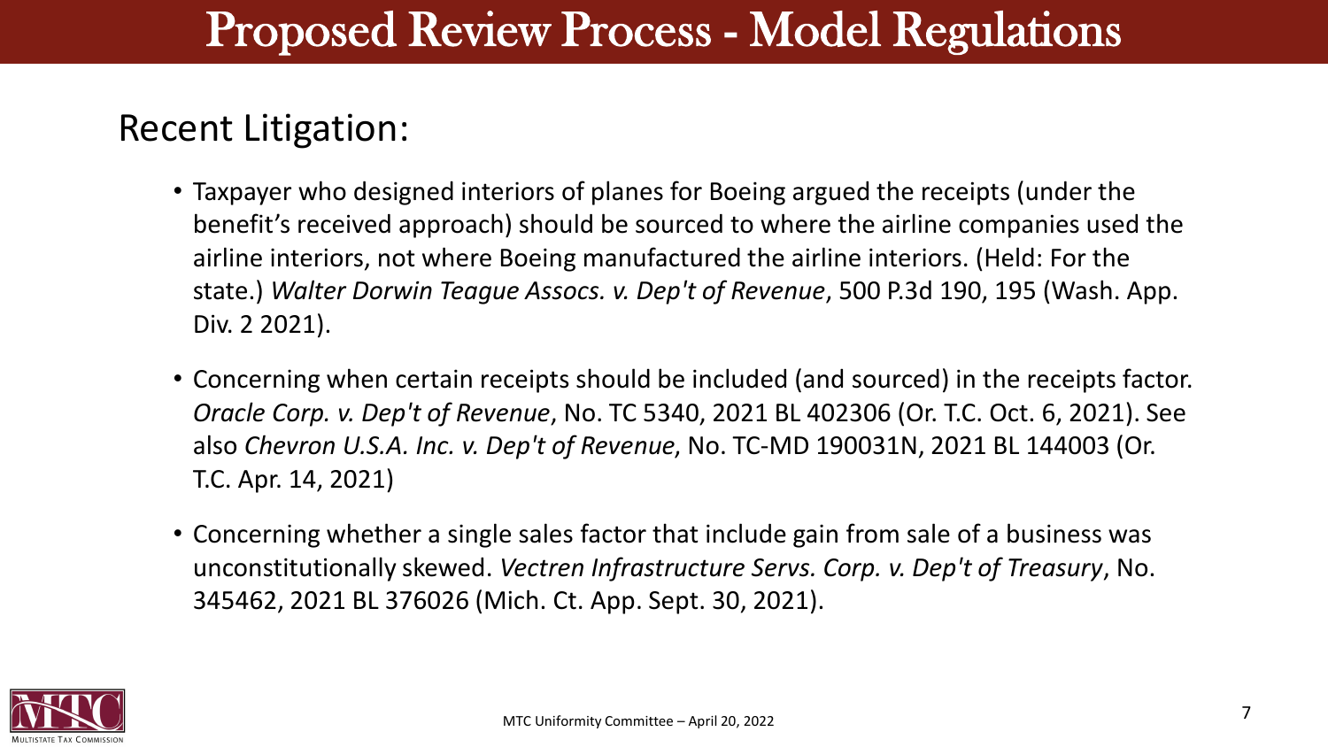# Proposed Review Process - Model Regulations

## Recent Litigation:

- Taxpayer who designed interiors of planes for Boeing argued the receipts (under the benefit's received approach) should be sourced to where the airline companies used the airline interiors, not where Boeing manufactured the airline interiors. (Held: For the state.) *Walter Dorwin Teague Assocs. v. Dep't of Revenue*, 500 P.3d 190, 195 (Wash. App. Div. 2 2021).
- Concerning when certain receipts should be included (and sourced) in the receipts factor. *Oracle Corp. v. Dep't of Revenue*, No. TC 5340, 2021 BL 402306 (Or. T.C. Oct. 6, 2021). See also *Chevron U.S.A. Inc. v. Dep't of Revenue*, No. TC-MD 190031N, 2021 BL 144003 (Or. T.C. Apr. 14, 2021)
- Concerning whether a single sales factor that include gain from sale of a business was unconstitutionally skewed. *Vectren Infrastructure Servs. Corp. v. Dep't of Treasury*, No. 345462, 2021 BL 376026 (Mich. Ct. App. Sept. 30, 2021).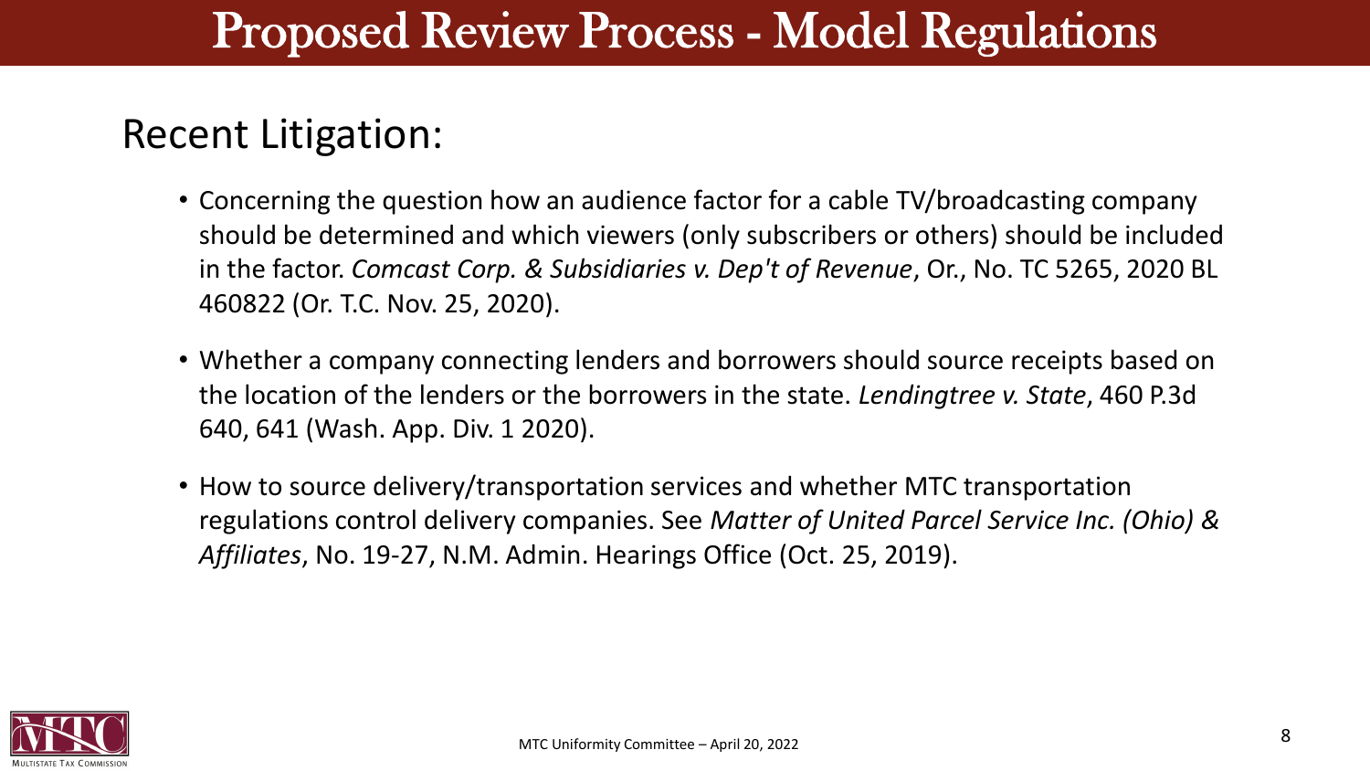# Proposed Review Process - Model Regulations

## Recent Litigation:

- Concerning the question how an audience factor for a cable TV/broadcasting company should be determined and which viewers (only subscribers or others) should be included in the factor. *Comcast Corp. & Subsidiaries v. Dep't of Revenue*, Or., No. TC 5265, 2020 BL 460822 (Or. T.C. Nov. 25, 2020).
- Whether a company connecting lenders and borrowers should source receipts based on the location of the lenders or the borrowers in the state. *Lendingtree v. State*, 460 P.3d 640, 641 (Wash. App. Div. 1 2020).
- How to source delivery/transportation services and whether MTC transportation regulations control delivery companies. See *Matter of United Parcel Service Inc. (Ohio) & Affiliates*, No. 19-27, N.M. Admin. Hearings Office (Oct. 25, 2019).

MTC Uniformity Committee – April 20, 2022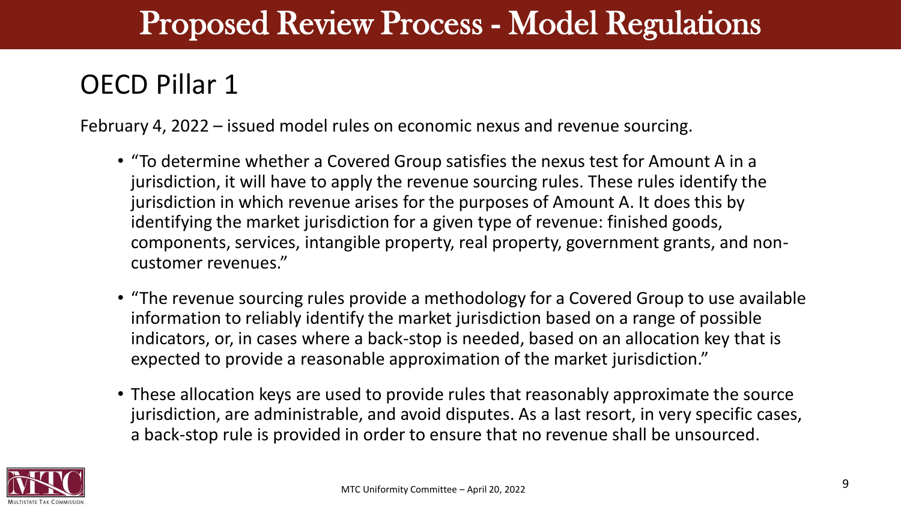# Proposed Review Process - Model Regulations

## OECD Pillar 1

February 4, 2022 – issued model rules on economic nexus and revenue sourcing.

- "To determine whether a Covered Group satisfies the nexus test for Amount A in a jurisdiction, it will have to apply the revenue sourcing rules. These rules identify the jurisdiction in which revenue arises for the purposes of Amount A. It does this by identifying the market jurisdiction for a given type of revenue: finished goods, components, services, intangible property, real property, government grants, and non-customer revenues."
- "The revenue sourcing rules provide a methodology for a Covered Group to use available information to reliably identify the market jurisdiction based on a range of possible indicators, or, in cases where a back-stop is needed, based on an allocation key that is expected to provide a reasonable approximation of the market jurisdiction."
- These allocation keys are used to provide rules that reasonably approximate the source jurisdiction, are administrable, and avoid disputes. As a last resort, in very specific cases, a back-stop rule is provided in order to ensure that no revenue shall be unsourced.

MTC Uniformity Committee – April 20, 2022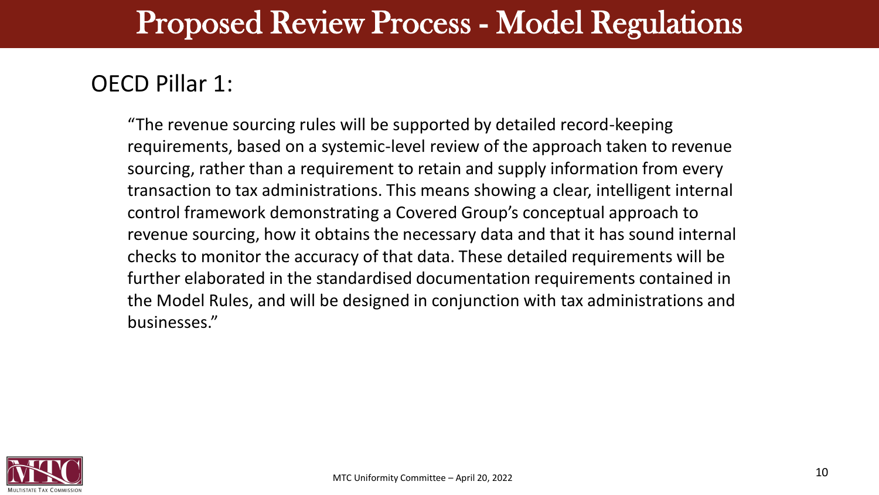# Proposed Review Process - Model Regulations

## OECD Pillar 1:

"The revenue sourcing rules will be supported by detailed record-keeping requirements, based on a systemic-level review of the approach taken to revenue sourcing, rather than a requirement to retain and supply information from every transaction to tax administrations. This means showing a clear, intelligent internal control framework demonstrating a Covered Group's conceptual approach to revenue sourcing, how it obtains the necessary data and that it has sound internal checks to monitor the accuracy of that data. These detailed requirements will be further elaborated in the standardised documentation requirements contained in the Model Rules, and will be designed in conjunction with tax administrations and businesses."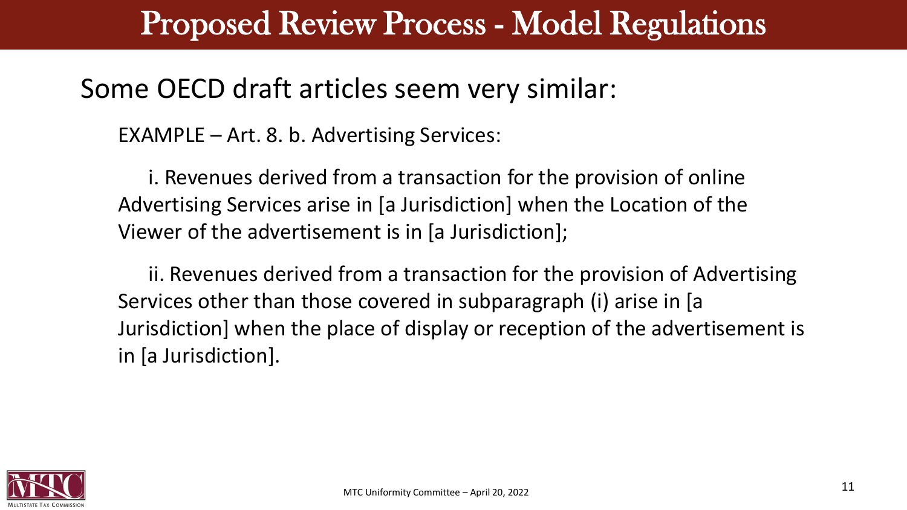# Proposed Review Process - Model Regulations

## Some OECD draft articles seem very similar:

EXAMPLE – Art. 8. b. Advertising Services:

i. Revenues derived from a transaction for the provision of online Advertising Services arise in [a Jurisdiction] when the Location of the Viewer of the advertisement is in [a Jurisdiction];

ii. Revenues derived from a transaction for the provision of Advertising Services other than those covered in subparagraph (i) arise in [a Jurisdiction] when the place of display or reception of the advertisement is in [a Jurisdiction].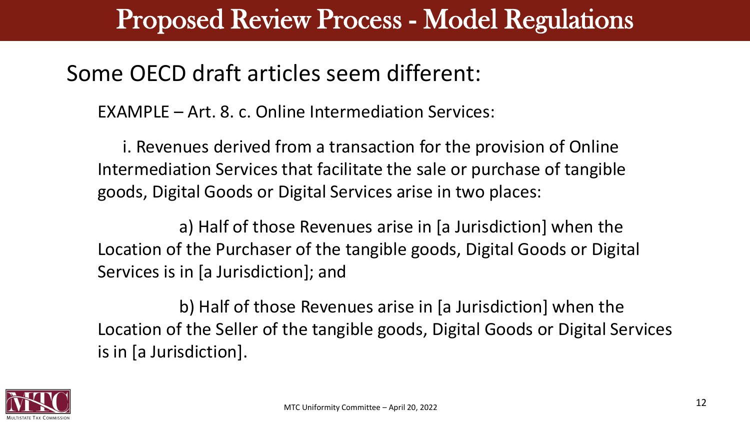# Proposed Review Process - Model Regulations

## Some OECD draft articles seem different:

EXAMPLE – Art. 8. c. Online Intermediation Services:

i. Revenues derived from a transaction for the provision of Online Intermediation Services that facilitate the sale or purchase of tangible goods, Digital Goods or Digital Services arise in two places:

a) Half of those Revenues arise in [a Jurisdiction] when the Location of the Purchaser of the tangible goods, Digital Goods or Digital Services is in [a Jurisdiction]; and

b) Half of those Revenues arise in [a Jurisdiction] when the Location of the Seller of the tangible goods, Digital Goods or Digital Services is in [a Jurisdiction].

MTC Uniformity Committee – April 20, 2022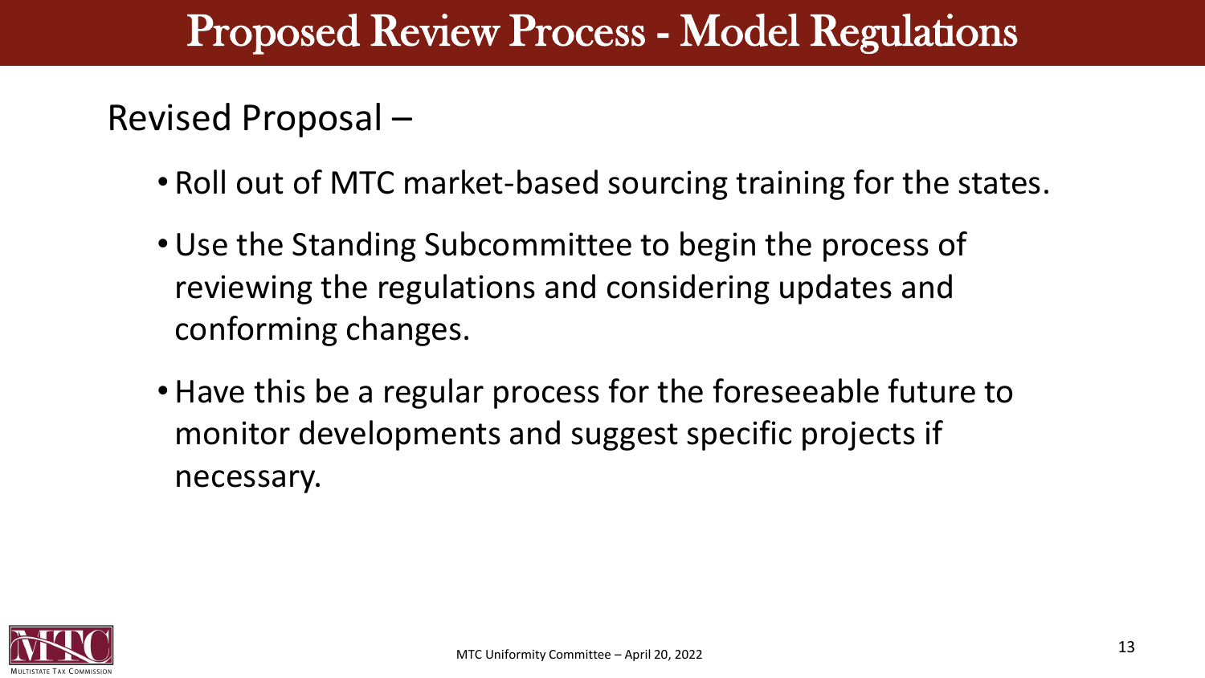# Proposed Review Process - Model Regulations

Revised Proposal –

- Roll out of MTC market-based sourcing training for the states.
- Use the Standing Subcommittee to begin the process of reviewing the regulations and considering updates and conforming changes.
- Have this be a regular process for the foreseeable future to monitor developments and suggest specific projects if necessary.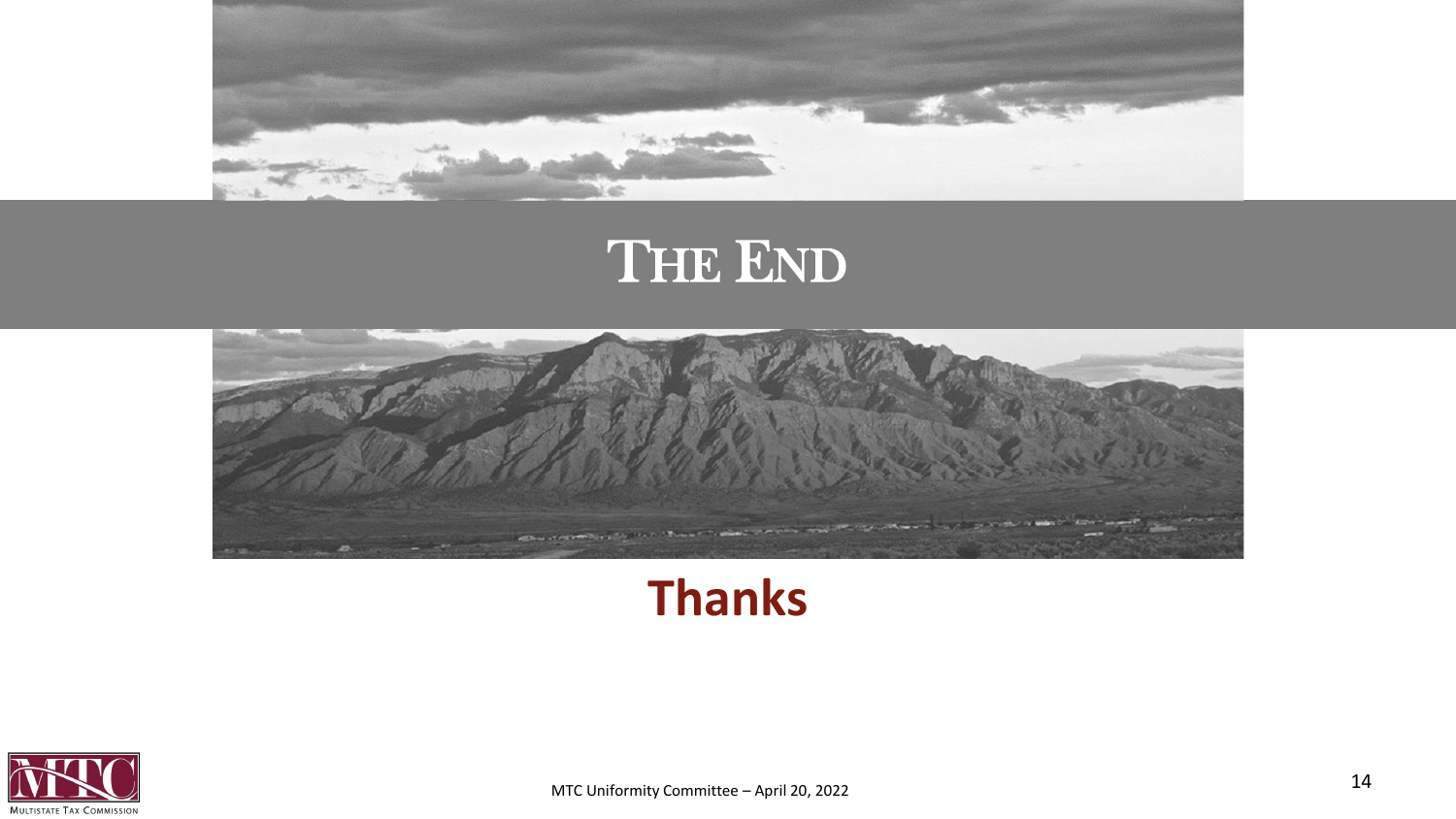# The End

**Thanks**